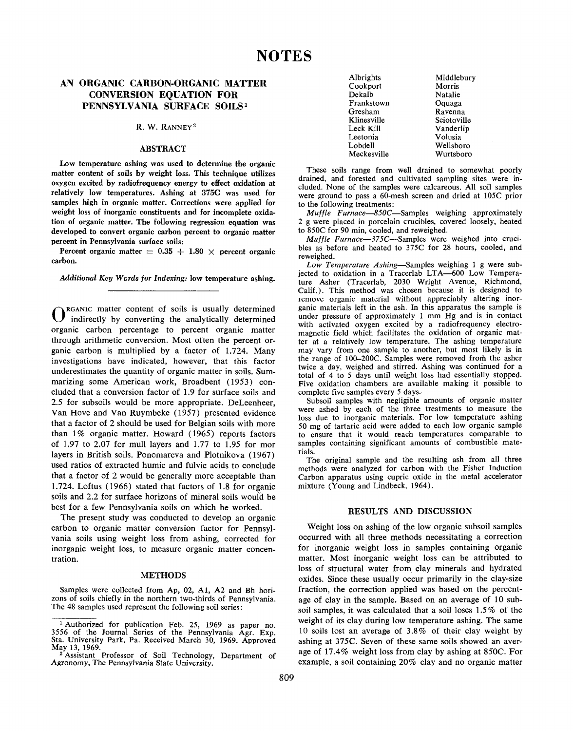# NOTES

## AN ORGANIC CARBON-ORGANIC MATTER CONVERSION EQUATION FOR PENNSYLVANIA SURFACE SOILS[1]

R. W. Ranney[2]

### ABSTRACT

**Low temperature ashing was used to determine the organic matter content of soils by weight loss. This technique utilizes oxygen excited by radiofrequency energy to effect oxidation at relatively low temperatures. Ashing at 375C was used for samples high in organic matter. Corrections were applied for weight loss of inorganic constituents and for incomplete oxidation of organic matter. The following regression equation was developed to convert organic carbon percent to organic matter percent in Pennsylvania surface soils:**

**Percent organic matter = 0.35 + 1.80 × percent organic carbon.**

***Additional Key Words for Indexing:* low temperature ashing.**

Organic matter content of soils is usually determined indirectly by converting the analytically determined organic carbon percentage to percent organic matter through arithmetic conversion. Most often the percent organic carbon is multiplied by a factor of 1.724. Many investigations have indicated, however, that this factor underestimates the quantity of organic matter in soils. Summarizing some American work, Broadbent (1953) concluded that a conversion factor of 1.9 for surface soils and 2.5 for subsoils would be more appropriate. DeLeenheer, Van Hove and Van Ruymbeke (1957) presented evidence that a factor of 2 should be used for Belgian soils with more than 1% organic matter. Howard (1965) reports factors of 1.97 to 2.07 for mull layers and 1.77 to 1.95 for mor layers in British soils. Ponomareva and Plotnikova (1967) used ratios of extracted humic and fulvic acids to conclude that a factor of 2 would be generally more acceptable than 1.724. Loftus (1966) stated that factors of 1.8 for organic soils and 2.2 for surface horizons of mineral soils would be best for a few Pennsylvania soils on which he worked.

The present study was conducted to develop an organic carbon to organic matter conversion factor for Pennsylvania soils using weight loss from ashing, corrected for inorganic weight loss, to measure organic matter concentration.

### METHODS

Samples were collected from Ap, 02, A1, A2 and Bh horizons of soils chiefly in the northern two-thirds of Pennsylvania. The 48 samples used represent the following soil series:

| | |
|---|---|
| Albrights | Middlebury |
| Cookport | Morris |
| Dekalb | Natalie |
| Frankstown | Oquaga |
| Gresham | Ravenna |
| Klinesville | Sciotoville |
| Leck Kill | Vanderlip |
| Leetonia | Volusia |
| Lobdell | Wellsboro |
| Meckesville | Wurtsboro |

These soils range from well drained to somewhat poorly drained, and forested and cultivated sampling sites were included. None of the samples were calcareous. All soil samples were ground to pass a 60-mesh screen and dried at 105C prior to the following treatments:

*Muffle Furnace—850C*—Samples weighing approximately 2 g were placed in porcelain crucibles, covered loosely, heated to 850C for 90 min, cooled, and reweighed.

*Muffle Furnace—375C*—Samples were weighed into crucibles as before and heated to 375C for 28 hours, cooled, and reweighed.

*Low Temperature Ashing*—Samples weighing 1 g were subjected to oxidation in a Tracerlab LTA—600 Low Temperature Asher (Tracerlab, 2030 Wright Avenue, Richmond, Calif.). This method was chosen because it is designed to remove organic material without appreciably altering inorganic materials left in the ash. In this apparatus the sample is under pressure of approximately 1 mm Hg and is in contact with activated oxygen excited by a radiofrequency electromagnetic field which facilitates the oxidation of organic matter at a relatively low temperature. The ashing temperature may vary from one sample to another, but most likely is in the range of 100–200C. Samples were removed from the asher twice a day, weighed and stirred. Ashing was continued for a total of 4 to 5 days until weight loss had essentially stopped. Five oxidation chambers are available making it possible to complete five samples every 5 days.

Subsoil samples with negligible amounts of organic matter were ashed by each of the three treatments to measure the loss due to inorganic materials. For low temperature ashing 50 mg of tartaric acid were added to each low organic sample to ensure that it would reach temperatures comparable to samples containing significant amounts of combustible materials.

The original sample and the resulting ash from all three methods were analyzed for carbon with the Fisher Induction Carbon apparatus using cupric oxide in the metal accelerator mixture (Young and Lindbeck, 1964).

### RESULTS AND DISCUSSION

Weight loss on ashing of the low organic subsoil samples occurred with all three methods necessitating a correction for inorganic weight loss in samples containing organic matter. Most inorganic weight loss can be attributed to loss of structural water from clay minerals and hydrated oxides. Since these usually occur primarily in the clay-size fraction, the correction applied was based on the percentage of clay in the sample. Based on an average of 10 subsoil samples, it was calculated that a soil loses 1.5% of the weight of its clay during low temperature ashing. The same 10 soils lost an average of 3.8% of their clay weight by ashing at 375C. Seven of these same soils showed an average of 17.4% weight loss from clay by ashing at 850C. For example, a soil containing 20% clay and no organic matter

---

[1] Authorized for publication Feb. 25, 1969 as paper no. 3556 of the Journal Series of the Pennsylvania Agr. Exp. Sta. University Park, Pa. Received March 30, 1969. Approved May 13, 1969.

[2] Assistant Professor of Soil Technology, Department of Agronomy, The Pennsylvania State University.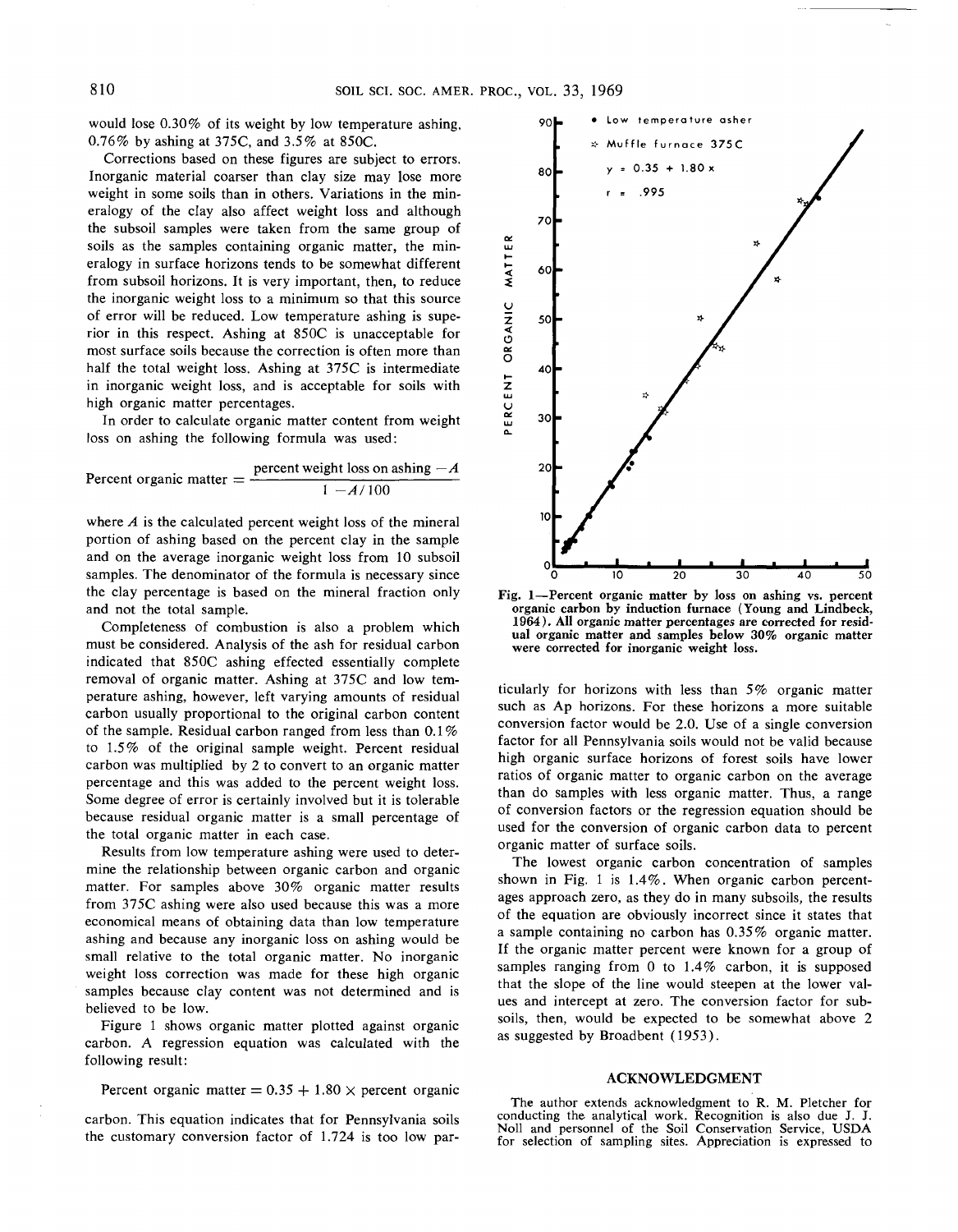would lose 0.30% of its weight by low temperature ashing, 0.76% by ashing at 375C, and 3.5% at 850C.

Corrections based on these figures are subject to errors. Inorganic material coarser than clay size may lose more weight in some soils than in others. Variations in the mineralogy of the clay also affect weight loss and although the subsoil samples were taken from the same group of soils as the samples containing organic matter, the mineralogy in surface horizons tends to be somewhat different from subsoil horizons. It is very important, then, to reduce the inorganic weight loss to a minimum so that this source of error will be reduced. Low temperature ashing is superior in this respect. Ashing at 850C is unacceptable for most surface soils because the correction is often more than half the total weight loss. Ashing at 375C is intermediate in inorganic weight loss, and is acceptable for soils with high organic matter percentages.

In order to calculate organic matter content from weight loss on ashing the following formula was used:

$$\text{Percent organic matter} = \frac{\text{percent weight loss on ashing} - A}{1 - A/100}$$

where $A$ is the calculated percent weight loss of the mineral portion of ashing based on the percent clay in the sample and on the average inorganic weight loss from 10 subsoil samples. The denominator of the formula is necessary since the clay percentage is based on the mineral fraction only and not the total sample.

Completeness of combustion is also a problem which must be considered. Analysis of the ash for residual carbon indicated that 850C ashing effected essentially complete removal of organic matter. Ashing at 375C and low temperature ashing, however, left varying amounts of residual carbon usually proportional to the original carbon content of the sample. Residual carbon ranged from less than 0.1% to 1.5% of the original sample weight. Percent residual carbon was multiplied by 2 to convert to an organic matter percentage and this was added to the percent weight loss. Some degree of error is certainly involved but it is tolerable because residual organic matter is a small percentage of the total organic matter in each case.

Results from low temperature ashing were used to determine the relationship between organic carbon and organic matter. For samples above 30% organic matter results from 375C ashing were also used because this was a more economical means of obtaining data than low temperature ashing and because any inorganic loss on ashing would be small relative to the total organic matter. No inorganic weight loss correction was made for these high organic samples because clay content was not determined and is believed to be low.

Figure 1 shows organic matter plotted against organic carbon. A regression equation was calculated with the following result:

Percent organic matter = 0.35 + 1.80 × percent organic carbon. This equation indicates that for Pennsylvania soils the customary conversion factor of 1.724 is too low particularly for horizons with less than 5% organic matter such as Ap horizons. For these horizons a more suitable conversion factor would be 2.0. Use of a single conversion factor for all Pennsylvania soils would not be valid because high organic surface horizons of forest soils have lower ratios of organic matter to organic carbon on the average than do samples with less organic matter. Thus, a range of conversion factors or the regression equation should be used for the conversion of organic carbon data to percent organic matter of surface soils.

Fig. 1—Percent organic matter by loss on ashing vs. percent organic carbon by induction furnace (Young and Lindbeck, 1964). All organic matter percentages are corrected for residual organic matter and samples below 30% organic matter were corrected for inorganic weight loss.

The lowest organic carbon concentration of samples shown in Fig. 1 is 1.4%. When organic carbon percentages approach zero, as they do in many subsoils, the results of the equation are obviously incorrect since it states that a sample containing no carbon has 0.35% organic matter. If the organic matter percent were known for a group of samples ranging from 0 to 1.4% carbon, it is supposed that the slope of the line would steepen at the lower values and intercept at zero. The conversion factor for subsoils, then, would be expected to be somewhat above 2 as suggested by Broadbent (1953).

## ACKNOWLEDGMENT

The author extends acknowledgment to R. M. Pletcher for conducting the analytical work. Recognition is also due J. J. Noll and personnel of the Soil Conservation Service, USDA for selection of sampling sites. Appreciation is expressed to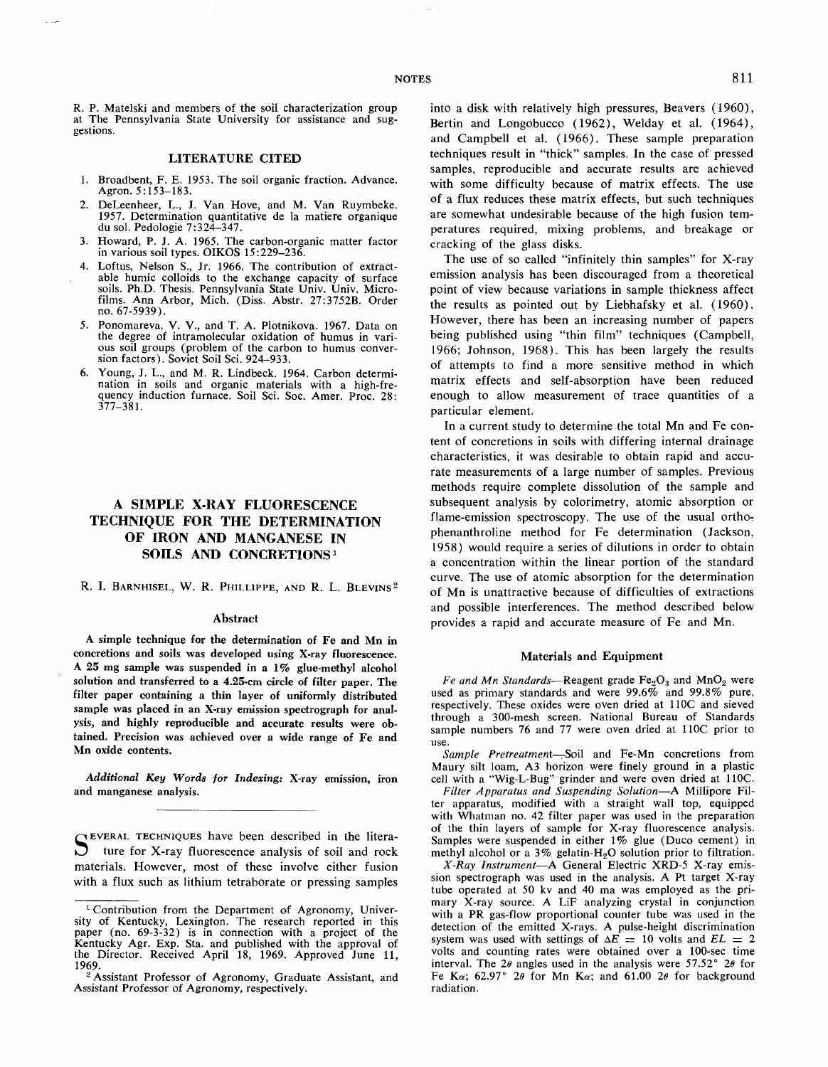R. P. Matelski and members of the soil characterization group at The Pennsylvania State University for assistance and suggestions.

## LITERATURE CITED

1. Broadbent, F. E. 1953. The soil organic fraction. Advance. Agron. 5:153–183.
2. DeLeenheer, L., J. Van Hove, and M. Van Ruymbeke. 1957. Determination quantitative de la matiere organique du sol. Pedologie 7:324–347.
3. Howard, P. J. A. 1965. The carbon-organic matter factor in various soil types. OIKOS 15:229–236.
4. Loftus, Nelson S., Jr. 1966. The contribution of extractable humic colloids to the exchange capacity of surface soils. Ph.D. Thesis. Pennsylvania State Univ. Univ. Microfilms. Ann Arbor, Mich. (Diss. Abstr. 27:3752B. Order no. 67-5939).
5. Ponomareva, V. V., and T. A. Plotnikova. 1967. Data on the degree of intramolecular oxidation of humus in various soil groups (problem of the carbon to humus conversion factors). Soviet Soil Sci. 924–933.
6. Young, J. L., and M. R. Lindbeck. 1964. Carbon determination in soils and organic materials with a high-frequency induction furnace. Soil Sci. Soc. Amer. Proc. 28: 377–381.

# A SIMPLE X-RAY FLUORESCENCE TECHNIQUE FOR THE DETERMINATION OF IRON AND MANGANESE IN SOILS AND CONCRETIONS[1]

R. I. Barnhisel, W. R. Phillippe, and R. L. Blevins[2]

### Abstract

**A simple technique for the determination of Fe and Mn in concretions and soils was developed using X-ray fluorescence. A 25 mg sample was suspended in a 1% glue-methyl alcohol solution and transferred to a 4.25-cm circle of filter paper. The filter paper containing a thin layer of uniformly distributed sample was placed in an X-ray emission spectrograph for analysis, and highly reproducible and accurate results were obtained. Precision was achieved over a wide range of Fe and Mn oxide contents.**

*Additional Key Words for Indexing:* **X-ray emission, iron and manganese analysis.**

Several techniques have been described in the literature for X-ray fluorescence analysis of soil and rock materials. However, most of these involve either fusion with a flux such as lithium tetraborate or pressing samples into a disk with relatively high pressures, Beavers (1960), Bertin and Longobucco (1962), Welday et al. (1964), and Campbell et al. (1966). These sample preparation techniques result in "thick" samples. In the case of pressed samples, reproducible and accurate results are achieved with some difficulty because of matrix effects. The use of a flux reduces these matrix effects, but such techniques are somewhat undesirable because of the high fusion temperatures required, mixing problems, and breakage or cracking of the glass disks.

The use of so called "infinitely thin samples" for X-ray emission analysis has been discouraged from a theoretical point of view because variations in sample thickness affect the results as pointed out by Liebhafsky et al. (1960). However, there has been an increasing number of papers being published using "thin film" techniques (Campbell, 1966; Johnson, 1968). This has been largely the results of attempts to find a more sensitive method in which matrix effects and self-absorption have been reduced enough to allow measurement of trace quantities of a particular element.

In a current study to determine the total Mn and Fe content of concretions in soils with differing internal drainage characteristics, it was desirable to obtain rapid and accurate measurements of a large number of samples. Previous methods require complete dissolution of the sample and subsequent analysis by colorimetry, atomic absorption or flame-emission spectroscopy. The use of the usual ortho-phenanthroline method for Fe determination (Jackson, 1958) would require a series of dilutions in order to obtain a concentration within the linear portion of the standard curve. The use of atomic absorption for the determination of Mn is unattractive because of difficulties of extractions and possible interferences. The method described below provides a rapid and accurate measure of Fe and Mn.

### Materials and Equipment

*Fe and Mn Standards*—Reagent grade $Fe_2O_3$ and $MnO_2$ were used as primary standards and were 99.6% and 99.8% pure, respectively. These oxides were oven dried at 110C and sieved through a 300-mesh screen. National Bureau of Standards sample numbers 76 and 77 were oven dried at 110C prior to use.

*Sample Pretreatment*—Soil and Fe-Mn concretions from Maury silt loam, A3 horizon were finely ground in a plastic cell with a "Wig-L-Bug" grinder and were oven dried at 110C.

*Filter Apparatus and Suspending Solution*—A Millipore Filter apparatus, modified with a straight wall top, equipped with Whatman no. 42 filter paper was used in the preparation of the thin layers of sample for X-ray fluorescence analysis. Samples were suspended in either 1% glue (Duco cement) in methyl alcohol or a 3% gelatin-$H_2O$ solution prior to filtration.

*X-Ray Instrument*—A General Electric XRD-5 X-ray emission spectrograph was used in the analysis. A Pt target X-ray tube operated at 50 kv and 40 ma was employed as the primary X-ray source. A LiF analyzing crystal in conjunction with a PR gas-flow proportional counter tube was used in the detection of the emitted X-rays. A pulse-height discrimination system was used with settings of $\Delta E$ = 10 volts and $EL$ = 2 volts and counting rates were obtained over a 100-sec time interval. The $2\theta$ angles used in the analysis were 57.52° $2\theta$ for Fe K$\alpha$; 62.97° $2\theta$ for Mn K$\alpha$; and 61.00 $2\theta$ for background radiation.

---

[1] Contribution from the Department of Agronomy, University of Kentucky, Lexington. The research reported in this paper (no. 69-3-32) is in connection with a project of the Kentucky Agr. Exp. Sta. and published with the approval of the Director. Received April 18, 1969. Approved June 11, 1969.

[2] Assistant Professor of Agronomy, Graduate Assistant, and Assistant Professor of Agronomy, respectively.